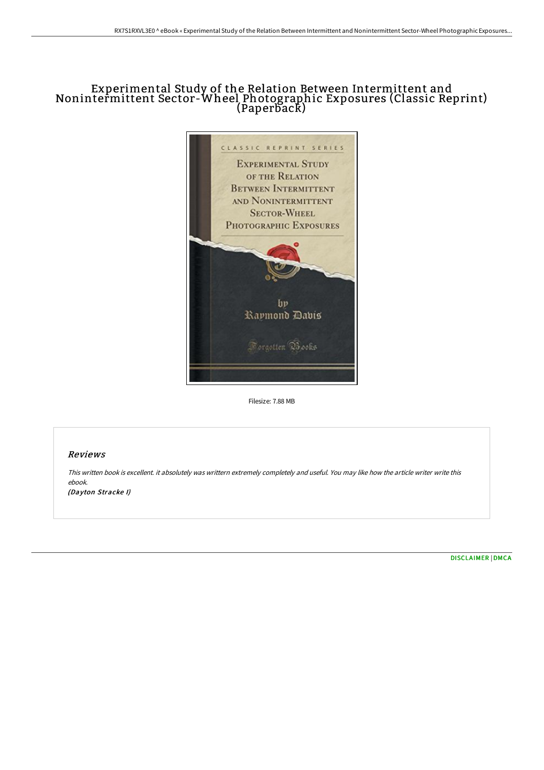# Experimental Study of the Relation Between Intermittent and Nonintermittent Sector-Wheel Photographic Exposures (Classic Reprint) (Paperback)

Filesize: 7.88 MB

## Reviews

*This written book is excellent. it absolutely was writtern extremely completely and useful. You may like how the article writer write this ebook.*

*(Dayton Stracke I)*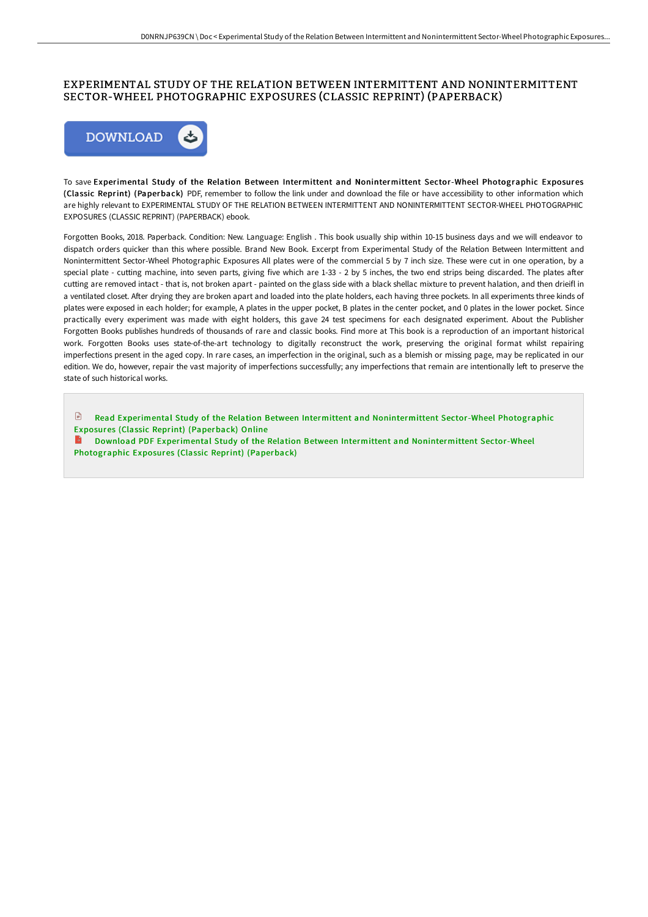# EXPERIMENTAL STUDY OF THE RELATION BETWEEN INTERMITTENT AND NONINTERMITTENT SECTOR-WHEEL PHOTOGRAPHIC EXPOSURES (CLASSIC REPRINT) (PAPERBACK)

DOWNLOAD

To save **Experimental Study of the Relation Between Intermittent and Nonintermittent Sector-Wheel Photographic Exposures (Classic Reprint) (Paperback)** PDF, remember to follow the link under and download the file or have accessibility to other information which are highly relevant to EXPERIMENTAL STUDY OF THE RELATION BETWEEN INTERMITTENT AND NONINTERMITTENT SECTOR-WHEEL PHOTOGRAPHIC EXPOSURES (CLASSIC REPRINT) (PAPERBACK) ebook.

Forgotten Books, 2018. Paperback. Condition: New. Language: English . This book usually ship within 10-15 business days and we will endeavor to dispatch orders quicker than this where possible. Brand New Book. Excerpt from Experimental Study of the Relation Between Intermittent and Nonintermittent Sector-Wheel Photographic Exposures All plates were of the commercial 5 by 7 inch size. These were cut in one operation, by a special plate - cutting machine, into seven parts, giving five which are 1-33 - 2 by 5 inches, the two end strips being discarded. The plates after cutting are removed intact - that is, not broken apart - painted on the glass side with a black shellac mixture to prevent halation, and then drieifl in a ventilated closet. After drying they are broken apart and loaded into the plate holders, each having three pockets. In all experiments three kinds of plates were exposed in each holder; for example, A plates in the upper pocket, B plates in the center pocket, and 0 plates in the lower pocket. Since practically every experiment was made with eight holders, this gave 24 test specimens for each designated experiment. About the Publisher Forgotten Books publishes hundreds of thousands of rare and classic books. Find more at This book is a reproduction of an important historical work. Forgotten Books uses state-of-the-art technology to digitally reconstruct the work, preserving the original format whilst repairing imperfections present in the aged copy. In rare cases, an imperfection in the original, such as a blemish or missing page, may be replicated in our edition. We do, however, repair the vast majority of imperfections successfully; any imperfections that remain are intentionally left to preserve the state of such historical works.

Read Experimental Study of the Relation Between Intermittent and Nonintermittent Sector-Wheel Photographic Exposures (Classic Reprint) (Paperback) Online

Download PDF Experimental Study of the Relation Between Intermittent and Nonintermittent Sector-Wheel Photographic Exposures (Classic Reprint) (Paperback)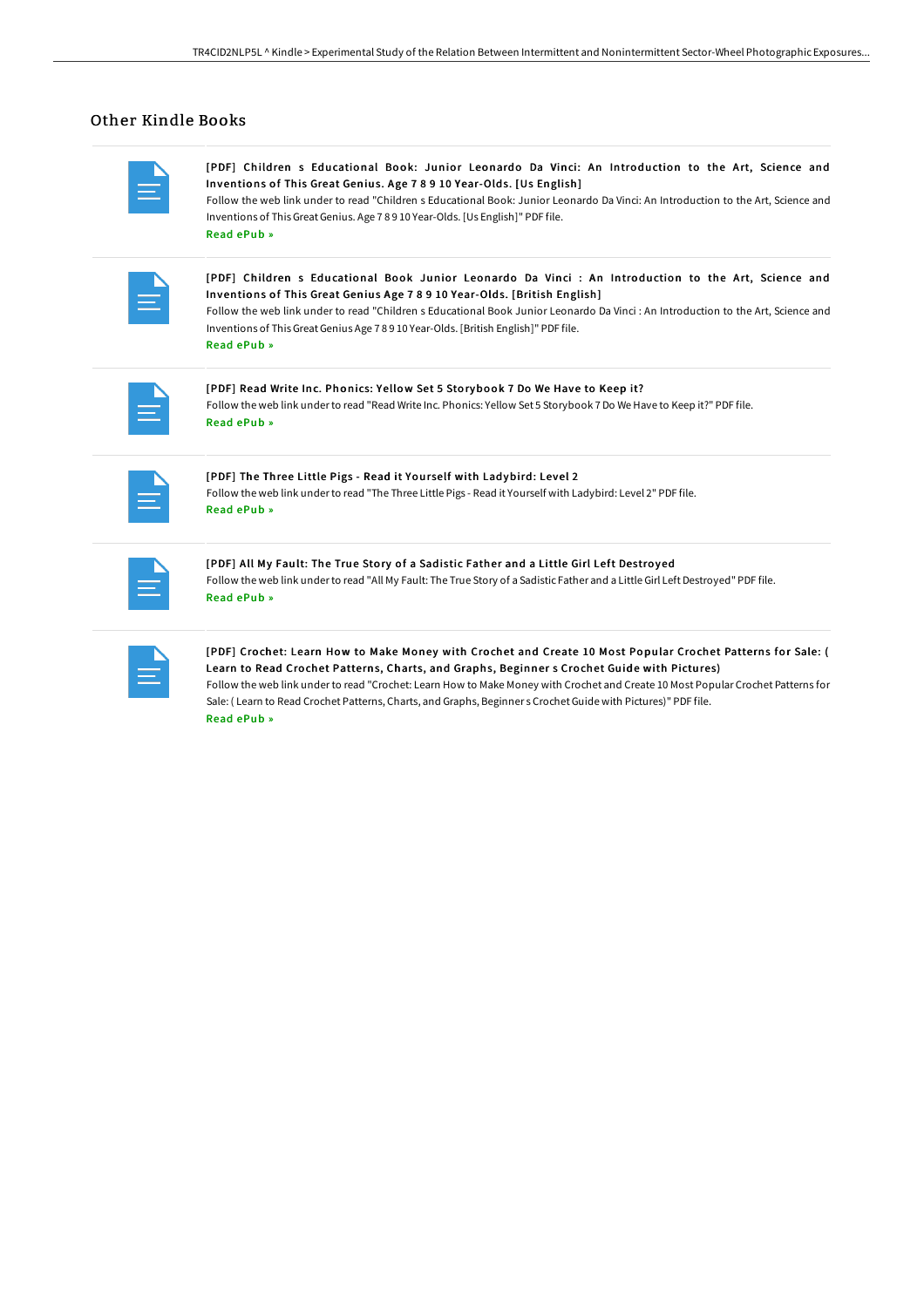## Other Kindle Books

[PDF] Children s Educational Book: Junior Leonardo Da Vinci: An Introduction to the Art, Science and Inventions of This Great Genius. Age 7 8 9 10 Year-Olds. [Us English]

Follow the web link under to read "Children s Educational Book: Junior Leonardo Da Vinci: An Introduction to the Art, Science and Inventions of This Great Genius. Age 7 8 9 10 Year-Olds. [Us English]" PDF file.

Read ePub »

[PDF] Children s Educational Book Junior Leonardo Da Vinci : An Introduction to the Art, Science and Inventions of This Great Genius Age 7 8 9 10 Year-Olds. [British English]

Follow the web link under to read "Children s Educational Book Junior Leonardo Da Vinci : An Introduction to the Art, Science and Inventions of This Great Genius Age 7 8 9 10 Year-Olds. [British English]" PDF file.

Read ePub »

[PDF] Read Write Inc. Phonics: Yellow Set 5 Storybook 7 Do We Have to Keep it?

Follow the web link under to read "Read Write Inc. Phonics: Yellow Set 5 Storybook 7 Do We Have to Keep it?" PDF file.

Read ePub »

[PDF] The Three Little Pigs - Read it Yourself with Ladybird: Level 2

Follow the web link under to read "The Three Little Pigs - Read it Yourself with Ladybird: Level 2" PDF file.

Read ePub »

[PDF] All My Fault: The True Story of a Sadistic Father and a Little Girl Left Destroyed

Follow the web link under to read "All My Fault: The True Story of a Sadistic Father and a Little Girl Left Destroyed" PDF file.

Read ePub »

[PDF] Crochet: Learn How to Make Money with Crochet and Create 10 Most Popular Crochet Patterns for Sale: ( Learn to Read Crochet Patterns, Charts, and Graphs, Beginner s Crochet Guide with Pictures)

Follow the web link under to read "Crochet: Learn How to Make Money with Crochet and Create 10 Most Popular Crochet Patterns for Sale: ( Learn to Read Crochet Patterns, Charts, and Graphs, Beginner s Crochet Guide with Pictures)" PDF file.

Read ePub »